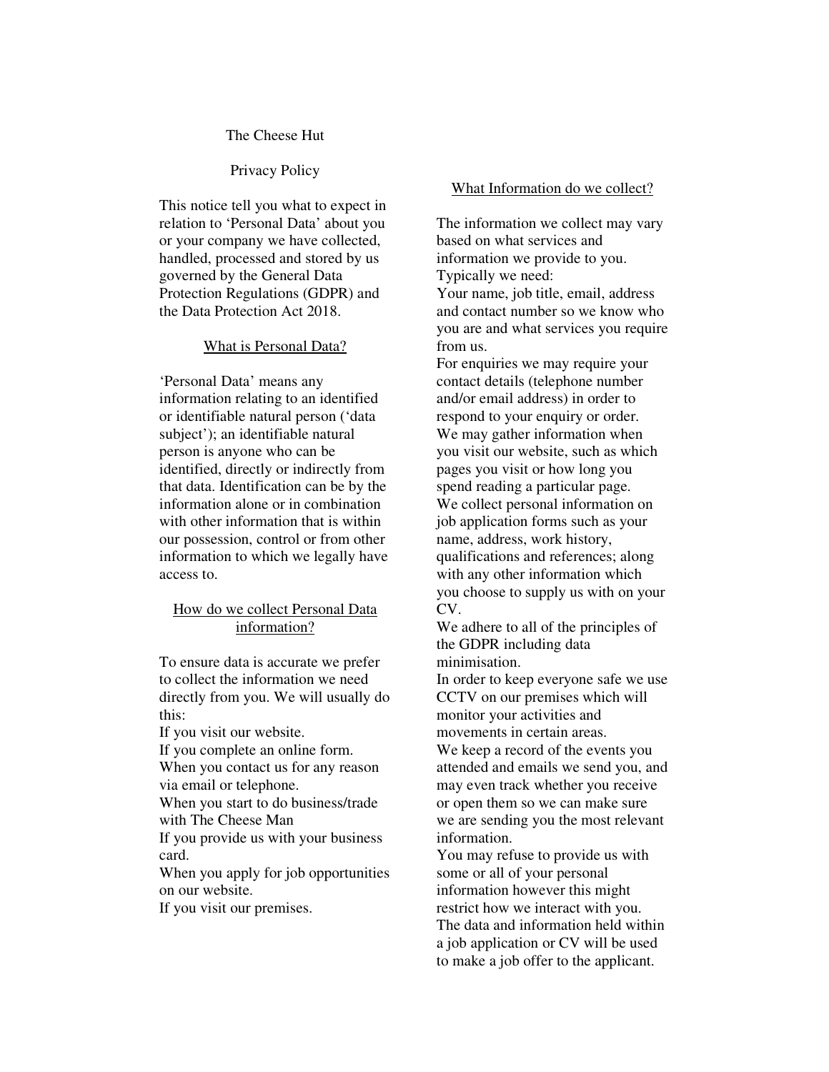# The Cheese Hut

## Privacy Policy

This notice tell you what to expect in relation to 'Personal Data' about you or your company we have collected, handled, processed and stored by us governed by the General Data Protection Regulations (GDPR) and the Data Protection Act 2018.

## What is Personal Data?

'Personal Data' means any information relating to an identified or identifiable natural person ('data subject'); an identifiable natural person is anyone who can be identified, directly or indirectly from that data. Identification can be by the information alone or in combination with other information that is within our possession, control or from other information to which we legally have access to.

## How do we collect Personal Data information?

To ensure data is accurate we prefer to collect the information we need directly from you. We will usually do this:

If you visit our website.
If you complete an online form.
When you contact us for any reason via email or telephone.
When you start to do business/trade with The Cheese Man
If you provide us with your business card.
When you apply for job opportunities on our website.
If you visit our premises.

## What Information do we collect?

The information we collect may vary based on what services and information we provide to you.
Typically we need:
Your name, job title, email, address and contact number so we know who you are and what services you require from us.
For enquiries we may require your contact details (telephone number and/or email address) in order to respond to your enquiry or order.
We may gather information when you visit our website, such as which pages you visit or how long you spend reading a particular page.
We collect personal information on job application forms such as your name, address, work history, qualifications and references; along with any other information which you choose to supply us with on your CV.
We adhere to all of the principles of the GDPR including data minimisation.
In order to keep everyone safe we use CCTV on our premises which will monitor your activities and movements in certain areas.
We keep a record of the events you attended and emails we send you, and may even track whether you receive or open them so we can make sure we are sending you the most relevant information.
You may refuse to provide us with some or all of your personal information however this might restrict how we interact with you.
The data and information held within a job application or CV will be used to make a job offer to the applicant.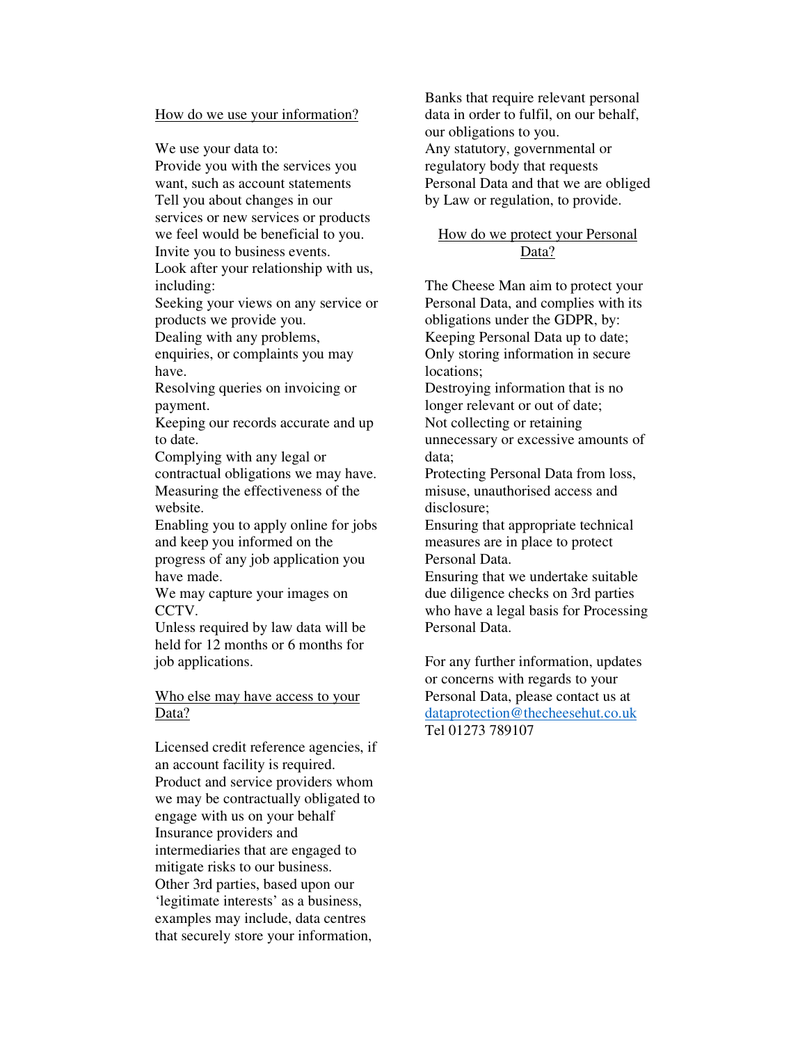## How do we use your information?

We use your data to:

Provide you with the services you want, such as account statements

Tell you about changes in our services or new services or products we feel would be beneficial to you.

Invite you to business events.

Look after your relationship with us, including:

Seeking your views on any service or products we provide you.

Dealing with any problems, enquiries, or complaints you may have.

Resolving queries on invoicing or payment.

Keeping our records accurate and up to date.

Complying with any legal or contractual obligations we may have.

Measuring the effectiveness of the website.

Enabling you to apply online for jobs and keep you informed on the progress of any job application you have made.

We may capture your images on CCTV.

Unless required by law data will be held for 12 months or 6 months for job applications.

## Who else may have access to your Data?

Licensed credit reference agencies, if an account facility is required.

Product and service providers whom we may be contractually obligated to engage with us on your behalf

Insurance providers and intermediaries that are engaged to mitigate risks to our business.

Other 3rd parties, based upon our 'legitimate interests' as a business, examples may include, data centres that securely store your information, Banks that require relevant personal data in order to fulfil, on our behalf, our obligations to you.

Any statutory, governmental or regulatory body that requests Personal Data and that we are obliged by Law or regulation, to provide.

## How do we protect your Personal Data?

The Cheese Man aim to protect your Personal Data, and complies with its obligations under the GDPR, by:

Keeping Personal Data up to date;

Only storing information in secure locations;

Destroying information that is no longer relevant or out of date;

Not collecting or retaining unnecessary or excessive amounts of data;

Protecting Personal Data from loss, misuse, unauthorised access and disclosure;

Ensuring that appropriate technical measures are in place to protect Personal Data.

Ensuring that we undertake suitable due diligence checks on 3rd parties who have a legal basis for Processing Personal Data.

For any further information, updates or concerns with regards to your Personal Data, please contact us at dataprotection@thecheesehut.co.uk

Tel 01273 789107